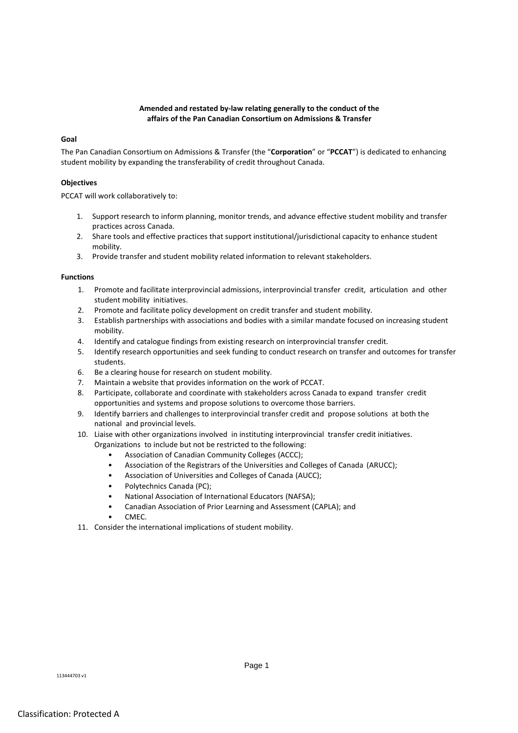**Amended and restated by-law relating generally to the conduct of the affairs of the Pan Canadian Consortium on Admissions & Transfer**

**Goal**

The Pan Canadian Consortium on Admissions & Transfer (the "**Corporation**" or "**PCCAT**") is dedicated to enhancing student mobility by expanding the transferability of credit throughout Canada.

**Objectives**

PCCAT will work collaboratively to:

1. Support research to inform planning, monitor trends, and advance effective student mobility and transfer practices across Canada.
2. Share tools and effective practices that support institutional/jurisdictional capacity to enhance student mobility.
3. Provide transfer and student mobility related information to relevant stakeholders.

**Functions**

1. Promote and facilitate interprovincial admissions, interprovincial transfer credit, articulation and other student mobility initiatives.
2. Promote and facilitate policy development on credit transfer and student mobility.
3. Establish partnerships with associations and bodies with a similar mandate focused on increasing student mobility.
4. Identify and catalogue findings from existing research on interprovincial transfer credit.
5. Identify research opportunities and seek funding to conduct research on transfer and outcomes for transfer students.
6. Be a clearing house for research on student mobility.
7. Maintain a website that provides information on the work of PCCAT.
8. Participate, collaborate and coordinate with stakeholders across Canada to expand transfer credit opportunities and systems and propose solutions to overcome those barriers.
9. Identify barriers and challenges to interprovincial transfer credit and propose solutions at both the national and provincial levels.
10. Liaise with other organizations involved in instituting interprovincial transfer credit initiatives. Organizations to include but not be restricted to the following:
    - Association of Canadian Community Colleges (ACCC);
    - Association of the Registrars of the Universities and Colleges of Canada (ARUCC);
    - Association of Universities and Colleges of Canada (AUCC);
    - Polytechnics Canada (PC);
    - National Association of International Educators (NAFSA);
    - Canadian Association of Prior Learning and Assessment (CAPLA); and
    - CMEC.
11. Consider the international implications of student mobility.

113444703 v1

Classification: Protected A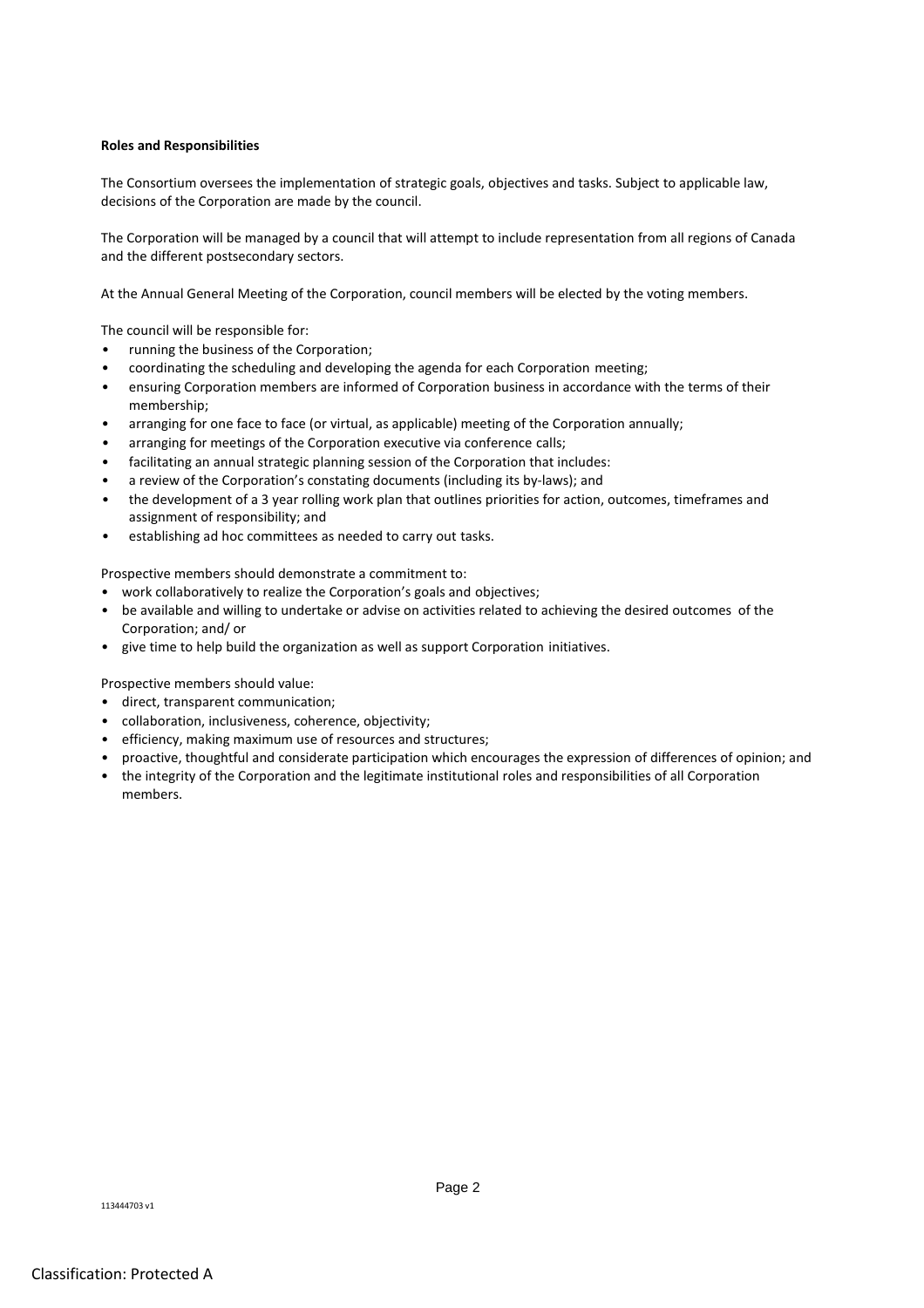**Roles and Responsibilities**

The Consortium oversees the implementation of strategic goals, objectives and tasks. Subject to applicable law, decisions of the Corporation are made by the council.

The Corporation will be managed by a council that will attempt to include representation from all regions of Canada and the different postsecondary sectors.

At the Annual General Meeting of the Corporation, council members will be elected by the voting members.

The council will be responsible for:

- running the business of the Corporation;
- coordinating the scheduling and developing the agenda for each Corporation meeting;
- ensuring Corporation members are informed of Corporation business in accordance with the terms of their membership;
- arranging for one face to face (or virtual, as applicable) meeting of the Corporation annually;
- arranging for meetings of the Corporation executive via conference calls;
- facilitating an annual strategic planning session of the Corporation that includes:
- a review of the Corporation's constating documents (including its by-laws); and
- the development of a 3 year rolling work plan that outlines priorities for action, outcomes, timeframes and assignment of responsibility; and
- establishing ad hoc committees as needed to carry out tasks.

Prospective members should demonstrate a commitment to:

- work collaboratively to realize the Corporation's goals and objectives;
- be available and willing to undertake or advise on activities related to achieving the desired outcomes of the Corporation; and/ or
- give time to help build the organization as well as support Corporation initiatives.

Prospective members should value:

- direct, transparent communication;
- collaboration, inclusiveness, coherence, objectivity;
- efficiency, making maximum use of resources and structures;
- proactive, thoughtful and considerate participation which encourages the expression of differences of opinion; and
- the integrity of the Corporation and the legitimate institutional roles and responsibilities of all Corporation members.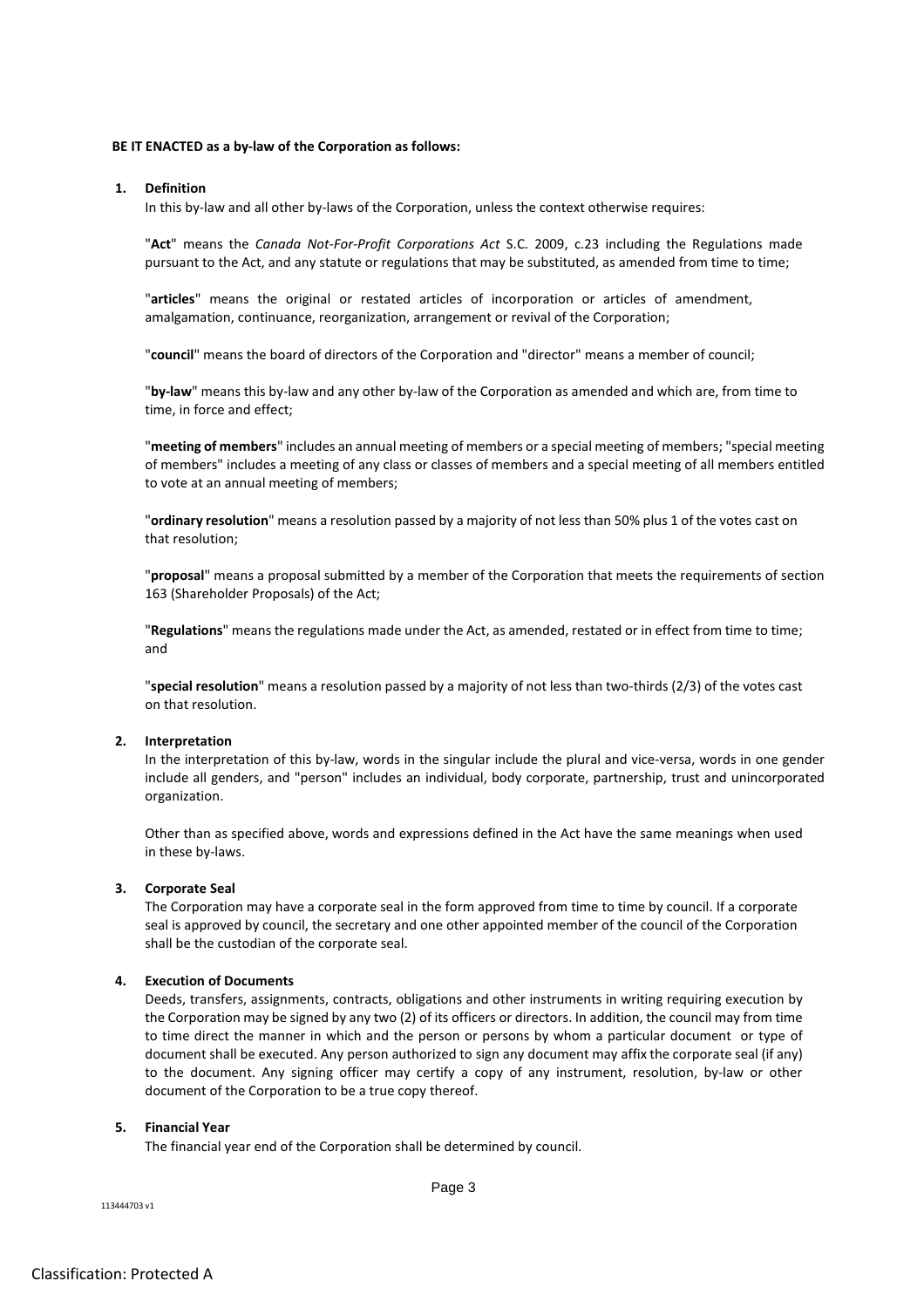**BE IT ENACTED as a by-law of the Corporation as follows:**

## 1. Definition

In this by-law and all other by-laws of the Corporation, unless the context otherwise requires:

"**Act**" means the *Canada Not-For-Profit Corporations Act* S.C. 2009, c.23 including the Regulations made pursuant to the Act, and any statute or regulations that may be substituted, as amended from time to time;

"**articles**" means the original or restated articles of incorporation or articles of amendment, amalgamation, continuance, reorganization, arrangement or revival of the Corporation;

"**council**" means the board of directors of the Corporation and "director" means a member of council;

"**by-law**" means this by-law and any other by-law of the Corporation as amended and which are, from time to time, in force and effect;

"**meeting of members**" includes an annual meeting of members or a special meeting of members; "special meeting of members" includes a meeting of any class or classes of members and a special meeting of all members entitled to vote at an annual meeting of members;

"**ordinary resolution**" means a resolution passed by a majority of not less than 50% plus 1 of the votes cast on that resolution;

"**proposal**" means a proposal submitted by a member of the Corporation that meets the requirements of section 163 (Shareholder Proposals) of the Act;

"**Regulations**" means the regulations made under the Act, as amended, restated or in effect from time to time; and

"**special resolution**" means a resolution passed by a majority of not less than two-thirds (2/3) of the votes cast on that resolution.

## 2. Interpretation

In the interpretation of this by-law, words in the singular include the plural and vice-versa, words in one gender include all genders, and "person" includes an individual, body corporate, partnership, trust and unincorporated organization.

Other than as specified above, words and expressions defined in the Act have the same meanings when used in these by-laws.

## 3. Corporate Seal

The Corporation may have a corporate seal in the form approved from time to time by council. If a corporate seal is approved by council, the secretary and one other appointed member of the council of the Corporation shall be the custodian of the corporate seal.

## 4. Execution of Documents

Deeds, transfers, assignments, contracts, obligations and other instruments in writing requiring execution by the Corporation may be signed by any two (2) of its officers or directors. In addition, the council may from time to time direct the manner in which and the person or persons by whom a particular document or type of document shall be executed. Any person authorized to sign any document may affix the corporate seal (if any) to the document. Any signing officer may certify a copy of any instrument, resolution, by-law or other document of the Corporation to be a true copy thereof.

## 5. Financial Year

The financial year end of the Corporation shall be determined by council.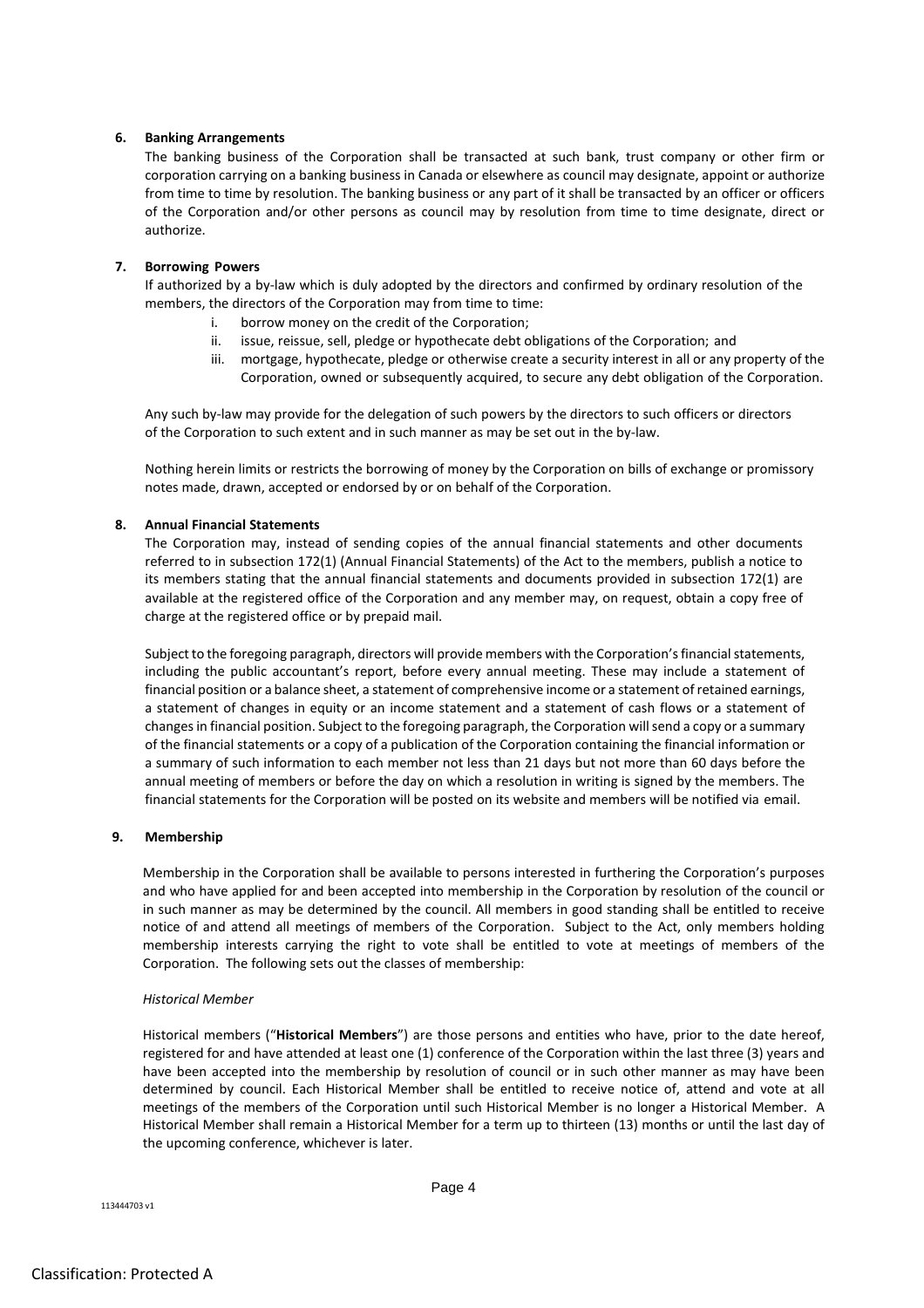**6. Banking Arrangements**

The banking business of the Corporation shall be transacted at such bank, trust company or other firm or corporation carrying on a banking business in Canada or elsewhere as council may designate, appoint or authorize from time to time by resolution. The banking business or any part of it shall be transacted by an officer or officers of the Corporation and/or other persons as council may by resolution from time to time designate, direct or authorize.

**7. Borrowing Powers**

If authorized by a by-law which is duly adopted by the directors and confirmed by ordinary resolution of the members, the directors of the Corporation may from time to time:

i. borrow money on the credit of the Corporation;
ii. issue, reissue, sell, pledge or hypothecate debt obligations of the Corporation; and
iii. mortgage, hypothecate, pledge or otherwise create a security interest in all or any property of the Corporation, owned or subsequently acquired, to secure any debt obligation of the Corporation.

Any such by-law may provide for the delegation of such powers by the directors to such officers or directors of the Corporation to such extent and in such manner as may be set out in the by-law.

Nothing herein limits or restricts the borrowing of money by the Corporation on bills of exchange or promissory notes made, drawn, accepted or endorsed by or on behalf of the Corporation.

**8. Annual Financial Statements**

The Corporation may, instead of sending copies of the annual financial statements and other documents referred to in subsection 172(1) (Annual Financial Statements) of the Act to the members, publish a notice to its members stating that the annual financial statements and documents provided in subsection 172(1) are available at the registered office of the Corporation and any member may, on request, obtain a copy free of charge at the registered office or by prepaid mail.

Subject to the foregoing paragraph, directors will provide members with the Corporation's financial statements, including the public accountant's report, before every annual meeting. These may include a statement of financial position or a balance sheet, a statement of comprehensive income or a statement of retained earnings, a statement of changes in equity or an income statement and a statement of cash flows or a statement of changes in financial position. Subject to the foregoing paragraph, the Corporation will send a copy or a summary of the financial statements or a copy of a publication of the Corporation containing the financial information or a summary of such information to each member not less than 21 days but not more than 60 days before the annual meeting of members or before the day on which a resolution in writing is signed by the members. The financial statements for the Corporation will be posted on its website and members will be notified via email.

**9. Membership**

Membership in the Corporation shall be available to persons interested in furthering the Corporation's purposes and who have applied for and been accepted into membership in the Corporation by resolution of the council or in such manner as may be determined by the council. All members in good standing shall be entitled to receive notice of and attend all meetings of members of the Corporation. Subject to the Act, only members holding membership interests carrying the right to vote shall be entitled to vote at meetings of members of the Corporation. The following sets out the classes of membership:

*Historical Member*

Historical members ("**Historical Members**") are those persons and entities who have, prior to the date hereof, registered for and have attended at least one (1) conference of the Corporation within the last three (3) years and have been accepted into the membership by resolution of council or in such other manner as may have been determined by council. Each Historical Member shall be entitled to receive notice of, attend and vote at all meetings of the members of the Corporation until such Historical Member is no longer a Historical Member. A Historical Member shall remain a Historical Member for a term up to thirteen (13) months or until the last day of the upcoming conference, whichever is later.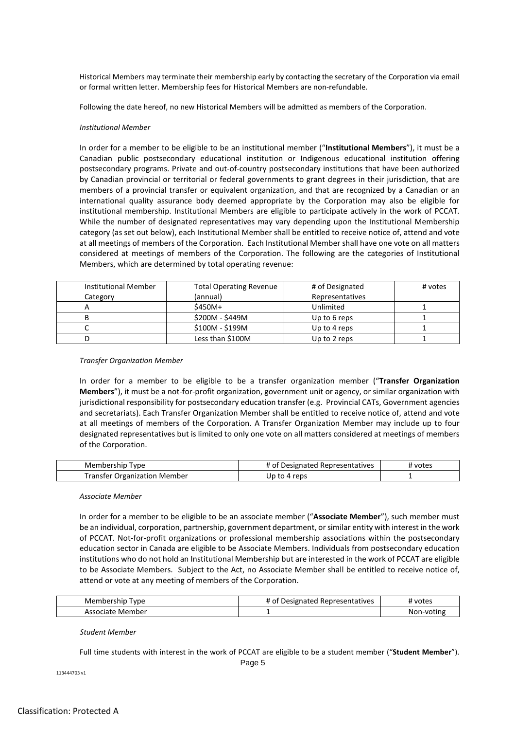Historical Members may terminate their membership early by contacting the secretary of the Corporation via email or formal written letter. Membership fees for Historical Members are non-refundable.

Following the date hereof, no new Historical Members will be admitted as members of the Corporation.

*Institutional Member*

In order for a member to be eligible to be an institutional member ("**Institutional Members**"), it must be a Canadian public postsecondary educational institution or Indigenous educational institution offering postsecondary programs. Private and out-of-country postsecondary institutions that have been authorized by Canadian provincial or territorial or federal governments to grant degrees in their jurisdiction, that are members of a provincial transfer or equivalent organization, and that are recognized by a Canadian or an international quality assurance body deemed appropriate by the Corporation may also be eligible for institutional membership. Institutional Members are eligible to participate actively in the work of PCCAT. While the number of designated representatives may vary depending upon the Institutional Membership category (as set out below), each Institutional Member shall be entitled to receive notice of, attend and vote at all meetings of members of the Corporation. Each Institutional Member shall have one vote on all matters considered at meetings of members of the Corporation. The following are the categories of Institutional Members, which are determined by total operating revenue:

| Institutional Member Category | Total Operating Revenue (annual) | # of Designated Representatives | # votes |
|---|---|---|---|
| A | $450M+ | Unlimited | 1 |
| B | $200M - $449M | Up to 6 reps | 1 |
| C | $100M - $199M | Up to 4 reps | 1 |
| D | Less than $100M | Up to 2 reps | 1 |

*Transfer Organization Member*

In order for a member to be eligible to be a transfer organization member ("**Transfer Organization Members**"), it must be a not-for-profit organization, government unit or agency, or similar organization with jurisdictional responsibility for postsecondary education transfer (e.g. Provincial CATs, Government agencies and secretariats). Each Transfer Organization Member shall be entitled to receive notice of, attend and vote at all meetings of members of the Corporation. A Transfer Organization Member may include up to four designated representatives but is limited to only one vote on all matters considered at meetings of members of the Corporation.

| Membership Type | # of Designated Representatives | # votes |
|---|---|---|
| Transfer Organization Member | Up to 4 reps | 1 |

*Associate Member*

In order for a member to be eligible to be an associate member ("**Associate Member**"), such member must be an individual, corporation, partnership, government department, or similar entity with interest in the work of PCCAT. Not-for-profit organizations or professional membership associations within the postsecondary education sector in Canada are eligible to be Associate Members. Individuals from postsecondary education institutions who do not hold an Institutional Membership but are interested in the work of PCCAT are eligible to be Associate Members. Subject to the Act, no Associate Member shall be entitled to receive notice of, attend or vote at any meeting of members of the Corporation.

| Membership Type | # of Designated Representatives | # votes |
|---|---|---|
| Associate Member | 1 | Non-voting |

*Student Member*

Full time students with interest in the work of PCCAT are eligible to be a student member ("**Student Member**").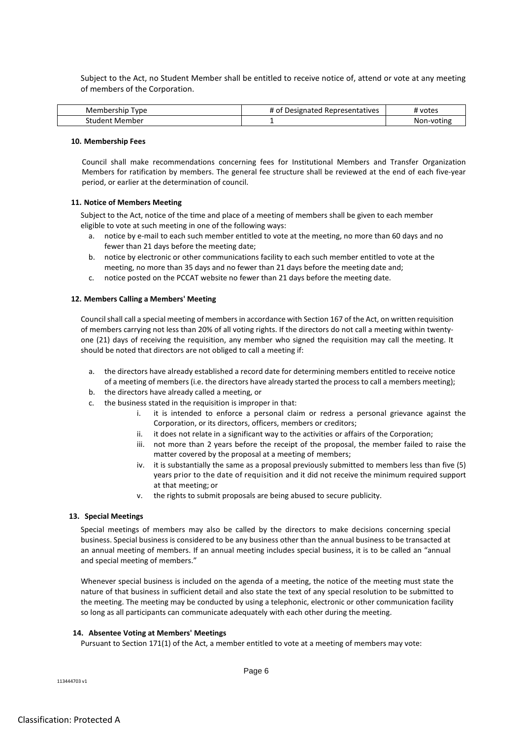Subject to the Act, no Student Member shall be entitled to receive notice of, attend or vote at any meeting of members of the Corporation.

| Membership Type | # of Designated Representatives | # votes |
|---|---|---|
| Student Member | 1 | Non-voting |

#### 10. Membership Fees

Council shall make recommendations concerning fees for Institutional Members and Transfer Organization Members for ratification by members. The general fee structure shall be reviewed at the end of each five-year period, or earlier at the determination of council.

#### 11. Notice of Members Meeting

Subject to the Act, notice of the time and place of a meeting of members shall be given to each member eligible to vote at such meeting in one of the following ways:

a. notice by e-mail to each such member entitled to vote at the meeting, no more than 60 days and no fewer than 21 days before the meeting date;
b. notice by electronic or other communications facility to each such member entitled to vote at the meeting, no more than 35 days and no fewer than 21 days before the meeting date and;
c. notice posted on the PCCAT website no fewer than 21 days before the meeting date.

#### 12. Members Calling a Members' Meeting

Council shall call a special meeting of members in accordance with Section 167 of the Act, on written requisition of members carrying not less than 20% of all voting rights. If the directors do not call a meeting within twenty-one (21) days of receiving the requisition, any member who signed the requisition may call the meeting. It should be noted that directors are not obliged to call a meeting if:

a. the directors have already established a record date for determining members entitled to receive notice of a meeting of members (i.e. the directors have already started the process to call a members meeting);
b. the directors have already called a meeting, or
c. the business stated in the requisition is improper in that:
    i. it is intended to enforce a personal claim or redress a personal grievance against the Corporation, or its directors, officers, members or creditors;
    ii. it does not relate in a significant way to the activities or affairs of the Corporation;
    iii. not more than 2 years before the receipt of the proposal, the member failed to raise the matter covered by the proposal at a meeting of members;
    iv. it is substantially the same as a proposal previously submitted to members less than five (5) years prior to the date of requisition and it did not receive the minimum required support at that meeting; or
    v. the rights to submit proposals are being abused to secure publicity.

#### 13. Special Meetings

Special meetings of members may also be called by the directors to make decisions concerning special business. Special business is considered to be any business other than the annual business to be transacted at an annual meeting of members. If an annual meeting includes special business, it is to be called an "annual and special meeting of members."

Whenever special business is included on the agenda of a meeting, the notice of the meeting must state the nature of that business in sufficient detail and also state the text of any special resolution to be submitted to the meeting. The meeting may be conducted by using a telephonic, electronic or other communication facility so long as all participants can communicate adequately with each other during the meeting.

#### 14. Absentee Voting at Members' Meetings

Pursuant to Section 171(1) of the Act, a member entitled to vote at a meeting of members may vote: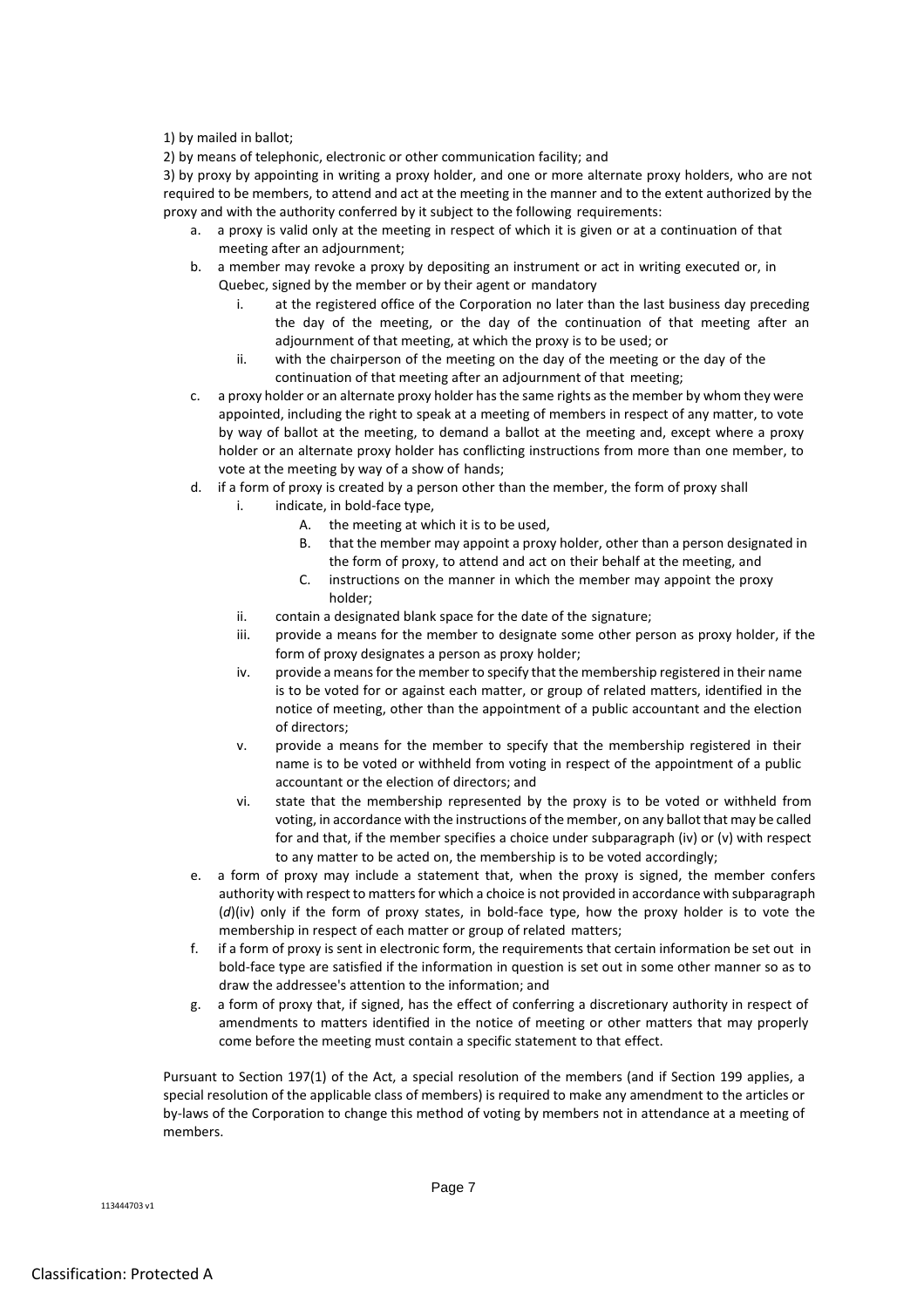1) by mailed in ballot;

2) by means of telephonic, electronic or other communication facility; and

3) by proxy by appointing in writing a proxy holder, and one or more alternate proxy holders, who are not required to be members, to attend and act at the meeting in the manner and to the extent authorized by the proxy and with the authority conferred by it subject to the following requirements:

a. a proxy is valid only at the meeting in respect of which it is given or at a continuation of that meeting after an adjournment;

b. a member may revoke a proxy by depositing an instrument or act in writing executed or, in Quebec, signed by the member or by their agent or mandatory

   i. at the registered office of the Corporation no later than the last business day preceding the day of the meeting, or the day of the continuation of that meeting after an adjournment of that meeting, at which the proxy is to be used; or

   ii. with the chairperson of the meeting on the day of the meeting or the day of the continuation of that meeting after an adjournment of that meeting;

c. a proxy holder or an alternate proxy holder has the same rights as the member by whom they were appointed, including the right to speak at a meeting of members in respect of any matter, to vote by way of ballot at the meeting, to demand a ballot at the meeting and, except where a proxy holder or an alternate proxy holder has conflicting instructions from more than one member, to vote at the meeting by way of a show of hands;

d. if a form of proxy is created by a person other than the member, the form of proxy shall

   i. indicate, in bold-face type,

      A. the meeting at which it is to be used,

      B. that the member may appoint a proxy holder, other than a person designated in the form of proxy, to attend and act on their behalf at the meeting, and

      C. instructions on the manner in which the member may appoint the proxy holder;

   ii. contain a designated blank space for the date of the signature;

   iii. provide a means for the member to designate some other person as proxy holder, if the form of proxy designates a person as proxy holder;

   iv. provide a means for the member to specify that the membership registered in their name is to be voted for or against each matter, or group of related matters, identified in the notice of meeting, other than the appointment of a public accountant and the election of directors;

   v. provide a means for the member to specify that the membership registered in their name is to be voted or withheld from voting in respect of the appointment of a public accountant or the election of directors; and

   vi. state that the membership represented by the proxy is to be voted or withheld from voting, in accordance with the instructions of the member, on any ballot that may be called for and that, if the member specifies a choice under subparagraph (iv) or (v) with respect to any matter to be acted on, the membership is to be voted accordingly;

e. a form of proxy may include a statement that, when the proxy is signed, the member confers authority with respect to matters for which a choice is not provided in accordance with subparagraph (*d*)(iv) only if the form of proxy states, in bold-face type, how the proxy holder is to vote the membership in respect of each matter or group of related matters;

f. if a form of proxy is sent in electronic form, the requirements that certain information be set out in bold-face type are satisfied if the information in question is set out in some other manner so as to draw the addressee's attention to the information; and

g. a form of proxy that, if signed, has the effect of conferring a discretionary authority in respect of amendments to matters identified in the notice of meeting or other matters that may properly come before the meeting must contain a specific statement to that effect.

Pursuant to Section 197(1) of the Act, a special resolution of the members (and if Section 199 applies, a special resolution of the applicable class of members) is required to make any amendment to the articles or by-laws of the Corporation to change this method of voting by members not in attendance at a meeting of members.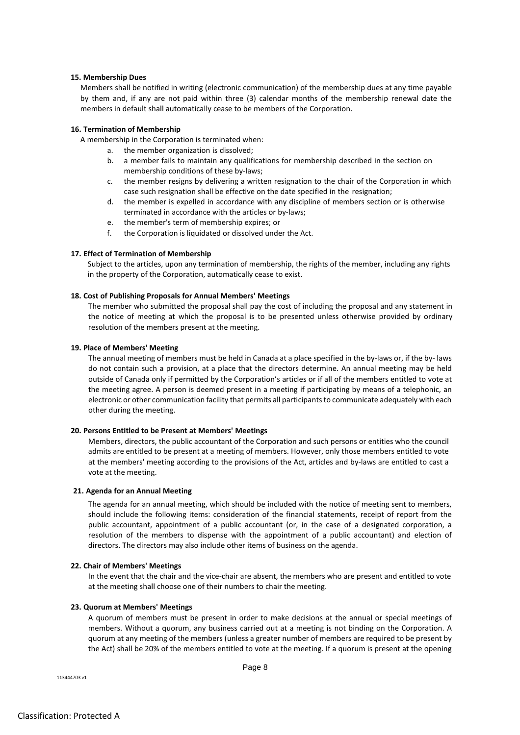**15. Membership Dues**

Members shall be notified in writing (electronic communication) of the membership dues at any time payable by them and, if any are not paid within three (3) calendar months of the membership renewal date the members in default shall automatically cease to be members of the Corporation.

**16. Termination of Membership**

A membership in the Corporation is terminated when:

a. the member organization is dissolved;
b. a member fails to maintain any qualifications for membership described in the section on membership conditions of these by-laws;
c. the member resigns by delivering a written resignation to the chair of the Corporation in which case such resignation shall be effective on the date specified in the resignation;
d. the member is expelled in accordance with any discipline of members section or is otherwise terminated in accordance with the articles or by-laws;
e. the member's term of membership expires; or
f. the Corporation is liquidated or dissolved under the Act.

**17. Effect of Termination of Membership**

Subject to the articles, upon any termination of membership, the rights of the member, including any rights in the property of the Corporation, automatically cease to exist.

**18. Cost of Publishing Proposals for Annual Members' Meetings**

The member who submitted the proposal shall pay the cost of including the proposal and any statement in the notice of meeting at which the proposal is to be presented unless otherwise provided by ordinary resolution of the members present at the meeting.

**19. Place of Members' Meeting**

The annual meeting of members must be held in Canada at a place specified in the by-laws or, if the by- laws do not contain such a provision, at a place that the directors determine. An annual meeting may be held outside of Canada only if permitted by the Corporation's articles or if all of the members entitled to vote at the meeting agree. A person is deemed present in a meeting if participating by means of a telephonic, an electronic or other communication facility that permits all participants to communicate adequately with each other during the meeting.

**20. Persons Entitled to be Present at Members' Meetings**

Members, directors, the public accountant of the Corporation and such persons or entities who the council admits are entitled to be present at a meeting of members. However, only those members entitled to vote at the members' meeting according to the provisions of the Act, articles and by-laws are entitled to cast a vote at the meeting.

**21. Agenda for an Annual Meeting**

The agenda for an annual meeting, which should be included with the notice of meeting sent to members, should include the following items: consideration of the financial statements, receipt of report from the public accountant, appointment of a public accountant (or, in the case of a designated corporation, a resolution of the members to dispense with the appointment of a public accountant) and election of directors. The directors may also include other items of business on the agenda.

**22. Chair of Members' Meetings**

In the event that the chair and the vice-chair are absent, the members who are present and entitled to vote at the meeting shall choose one of their numbers to chair the meeting.

**23. Quorum at Members' Meetings**

A quorum of members must be present in order to make decisions at the annual or special meetings of members. Without a quorum, any business carried out at a meeting is not binding on the Corporation. A quorum at any meeting of the members (unless a greater number of members are required to be present by the Act) shall be 20% of the members entitled to vote at the meeting. If a quorum is present at the opening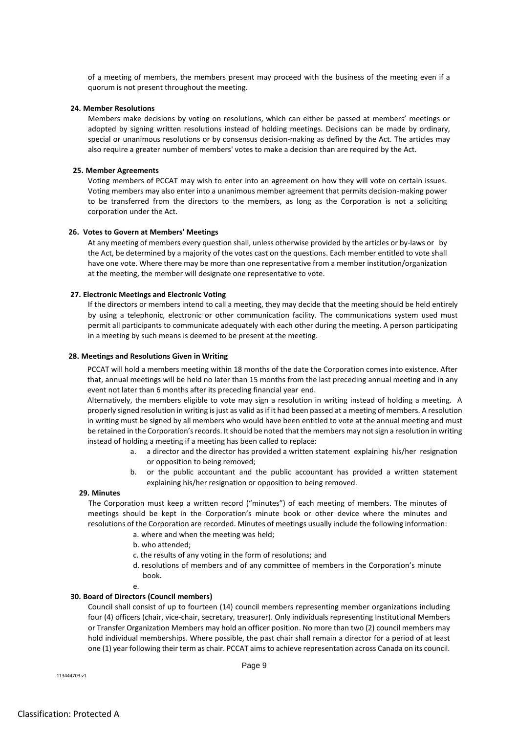of a meeting of members, the members present may proceed with the business of the meeting even if a quorum is not present throughout the meeting.

**24. Member Resolutions**

Members make decisions by voting on resolutions, which can either be passed at members' meetings or adopted by signing written resolutions instead of holding meetings. Decisions can be made by ordinary, special or unanimous resolutions or by consensus decision-making as defined by the Act. The articles may also require a greater number of members' votes to make a decision than are required by the Act.

**25. Member Agreements**

Voting members of PCCAT may wish to enter into an agreement on how they will vote on certain issues. Voting members may also enter into a unanimous member agreement that permits decision-making power to be transferred from the directors to the members, as long as the Corporation is not a soliciting corporation under the Act.

**26. Votes to Govern at Members' Meetings**

At any meeting of members every question shall, unless otherwise provided by the articles or by-laws or by the Act, be determined by a majority of the votes cast on the questions. Each member entitled to vote shall have one vote. Where there may be more than one representative from a member institution/organization at the meeting, the member will designate one representative to vote.

**27. Electronic Meetings and Electronic Voting**

If the directors or members intend to call a meeting, they may decide that the meeting should be held entirely by using a telephonic, electronic or other communication facility. The communications system used must permit all participants to communicate adequately with each other during the meeting. A person participating in a meeting by such means is deemed to be present at the meeting.

**28. Meetings and Resolutions Given in Writing**

PCCAT will hold a members meeting within 18 months of the date the Corporation comes into existence. After that, annual meetings will be held no later than 15 months from the last preceding annual meeting and in any event not later than 6 months after its preceding financial year end.

Alternatively, the members eligible to vote may sign a resolution in writing instead of holding a meeting. A properly signed resolution in writing is just as valid as if it had been passed at a meeting of members. A resolution in writing must be signed by all members who would have been entitled to vote at the annual meeting and must be retained in the Corporation's records. It should be noted that the members may not sign a resolution in writing instead of holding a meeting if a meeting has been called to replace:

a. a director and the director has provided a written statement explaining his/her resignation or opposition to being removed;
b. or the public accountant and the public accountant has provided a written statement explaining his/her resignation or opposition to being removed.

**29. Minutes**

The Corporation must keep a written record ("minutes") of each meeting of members. The minutes of meetings should be kept in the Corporation's minute book or other device where the minutes and resolutions of the Corporation are recorded. Minutes of meetings usually include the following information:

a. where and when the meeting was held;
b. who attended;
c. the results of any voting in the form of resolutions; and
d. resolutions of members and of any committee of members in the Corporation's minute book.
e.

**30. Board of Directors (Council members)**

Council shall consist of up to fourteen (14) council members representing member organizations including four (4) officers (chair, vice-chair, secretary, treasurer). Only individuals representing Institutional Members or Transfer Organization Members may hold an officer position. No more than two (2) council members may hold individual memberships. Where possible, the past chair shall remain a director for a period of at least one (1) year following their term as chair. PCCAT aims to achieve representation across Canada on its council.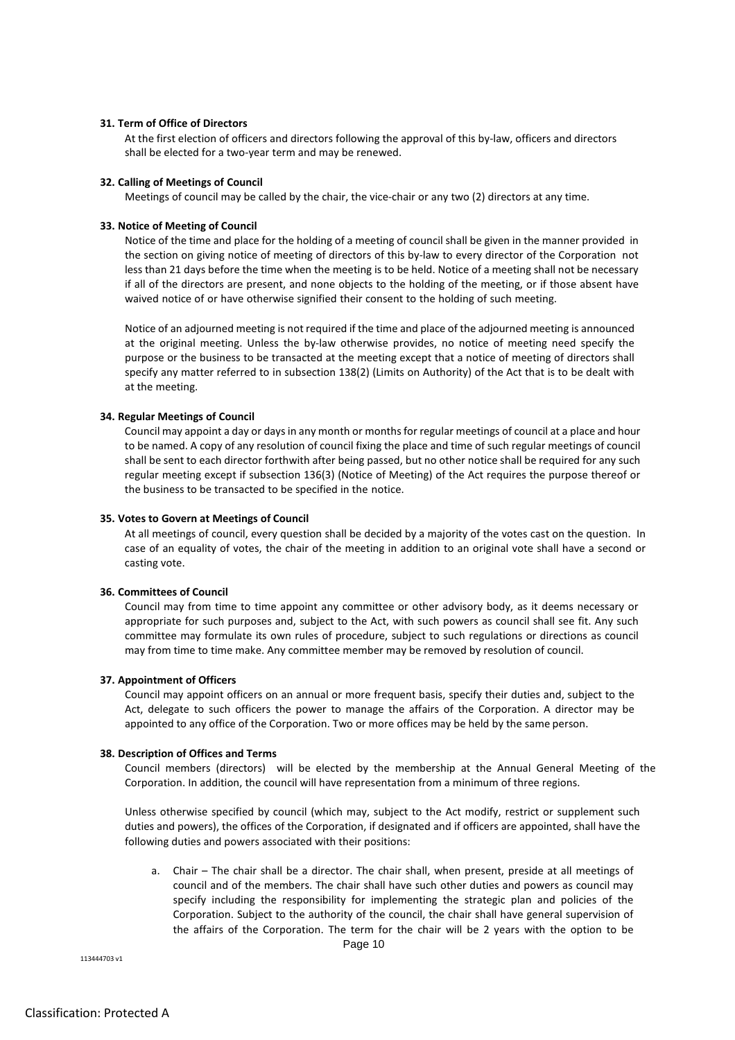**31. Term of Office of Directors**

At the first election of officers and directors following the approval of this by-law, officers and directors shall be elected for a two-year term and may be renewed.

**32. Calling of Meetings of Council**

Meetings of council may be called by the chair, the vice-chair or any two (2) directors at any time.

**33. Notice of Meeting of Council**

Notice of the time and place for the holding of a meeting of council shall be given in the manner provided in the section on giving notice of meeting of directors of this by-law to every director of the Corporation not less than 21 days before the time when the meeting is to be held. Notice of a meeting shall not be necessary if all of the directors are present, and none objects to the holding of the meeting, or if those absent have waived notice of or have otherwise signified their consent to the holding of such meeting.

Notice of an adjourned meeting is not required if the time and place of the adjourned meeting is announced at the original meeting. Unless the by-law otherwise provides, no notice of meeting need specify the purpose or the business to be transacted at the meeting except that a notice of meeting of directors shall specify any matter referred to in subsection 138(2) (Limits on Authority) of the Act that is to be dealt with at the meeting.

**34. Regular Meetings of Council**

Council may appoint a day or days in any month or months for regular meetings of council at a place and hour to be named. A copy of any resolution of council fixing the place and time of such regular meetings of council shall be sent to each director forthwith after being passed, but no other notice shall be required for any such regular meeting except if subsection 136(3) (Notice of Meeting) of the Act requires the purpose thereof or the business to be transacted to be specified in the notice.

**35. Votes to Govern at Meetings of Council**

At all meetings of council, every question shall be decided by a majority of the votes cast on the question. In case of an equality of votes, the chair of the meeting in addition to an original vote shall have a second or casting vote.

**36. Committees of Council**

Council may from time to time appoint any committee or other advisory body, as it deems necessary or appropriate for such purposes and, subject to the Act, with such powers as council shall see fit. Any such committee may formulate its own rules of procedure, subject to such regulations or directions as council may from time to time make. Any committee member may be removed by resolution of council.

**37. Appointment of Officers**

Council may appoint officers on an annual or more frequent basis, specify their duties and, subject to the Act, delegate to such officers the power to manage the affairs of the Corporation. A director may be appointed to any office of the Corporation. Two or more offices may be held by the same person.

**38. Description of Offices and Terms**

Council members (directors) will be elected by the membership at the Annual General Meeting of the Corporation. In addition, the council will have representation from a minimum of three regions.

Unless otherwise specified by council (which may, subject to the Act modify, restrict or supplement such duties and powers), the offices of the Corporation, if designated and if officers are appointed, shall have the following duties and powers associated with their positions:

a. Chair – The chair shall be a director. The chair shall, when present, preside at all meetings of council and of the members. The chair shall have such other duties and powers as council may specify including the responsibility for implementing the strategic plan and policies of the Corporation. Subject to the authority of the council, the chair shall have general supervision of the affairs of the Corporation. The term for the chair will be 2 years with the option to be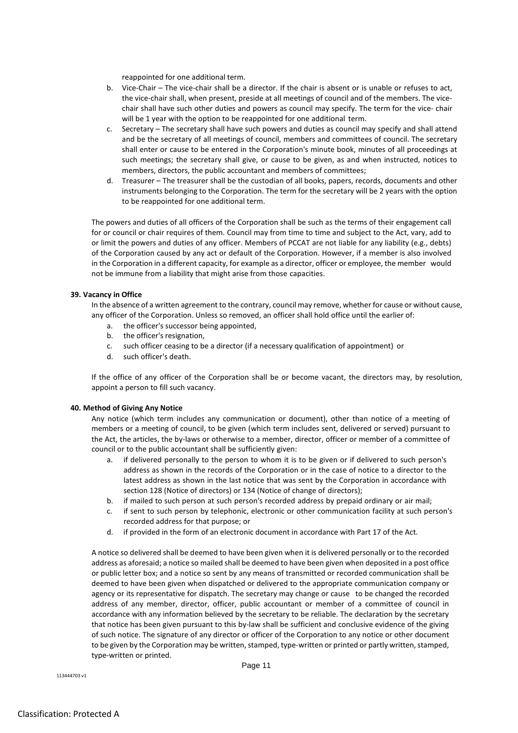reappointed for one additional term.

b. Vice-Chair – The vice-chair shall be a director. If the chair is absent or is unable or refuses to act, the vice-chair shall, when present, preside at all meetings of council and of the members. The vice-chair shall have such other duties and powers as council may specify. The term for the vice- chair will be 1 year with the option to be reappointed for one additional term.
c. Secretary – The secretary shall have such powers and duties as council may specify and shall attend and be the secretary of all meetings of council, members and committees of council. The secretary shall enter or cause to be entered in the Corporation's minute book, minutes of all proceedings at such meetings; the secretary shall give, or cause to be given, as and when instructed, notices to members, directors, the public accountant and members of committees;
d. Treasurer – The treasurer shall be the custodian of all books, papers, records, documents and other instruments belonging to the Corporation. The term for the secretary will be 2 years with the option to be reappointed for one additional term.

The powers and duties of all officers of the Corporation shall be such as the terms of their engagement call for or council or chair requires of them. Council may from time to time and subject to the Act, vary, add to or limit the powers and duties of any officer. Members of PCCAT are not liable for any liability (e.g., debts) of the Corporation caused by any act or default of the Corporation. However, if a member is also involved in the Corporation in a different capacity, for example as a director, officer or employee, the member would not be immune from a liability that might arise from those capacities.

#### 39. Vacancy in Office

In the absence of a written agreement to the contrary, council may remove, whether for cause or without cause, any officer of the Corporation. Unless so removed, an officer shall hold office until the earlier of:

a. the officer's successor being appointed,
b. the officer's resignation,
c. such officer ceasing to be a director (if a necessary qualification of appointment) or
d. such officer's death.

If the office of any officer of the Corporation shall be or become vacant, the directors may, by resolution, appoint a person to fill such vacancy.

#### 40. Method of Giving Any Notice

Any notice (which term includes any communication or document), other than notice of a meeting of members or a meeting of council, to be given (which term includes sent, delivered or served) pursuant to the Act, the articles, the by-laws or otherwise to a member, director, officer or member of a committee of council or to the public accountant shall be sufficiently given:

a. if delivered personally to the person to whom it is to be given or if delivered to such person's address as shown in the records of the Corporation or in the case of notice to a director to the latest address as shown in the last notice that was sent by the Corporation in accordance with section 128 (Notice of directors) or 134 (Notice of change of directors);
b. if mailed to such person at such person's recorded address by prepaid ordinary or air mail;
c. if sent to such person by telephonic, electronic or other communication facility at such person's recorded address for that purpose; or
d. if provided in the form of an electronic document in accordance with Part 17 of the Act.

A notice so delivered shall be deemed to have been given when it is delivered personally or to the recorded address as aforesaid; a notice so mailed shall be deemed to have been given when deposited in a post office or public letter box; and a notice so sent by any means of transmitted or recorded communication shall be deemed to have been given when dispatched or delivered to the appropriate communication company or agency or its representative for dispatch. The secretary may change or cause to be changed the recorded address of any member, director, officer, public accountant or member of a committee of council in accordance with any information believed by the secretary to be reliable. The declaration by the secretary that notice has been given pursuant to this by-law shall be sufficient and conclusive evidence of the giving of such notice. The signature of any director or officer of the Corporation to any notice or other document to be given by the Corporation may be written, stamped, type-written or printed or partly written, stamped, type-written or printed.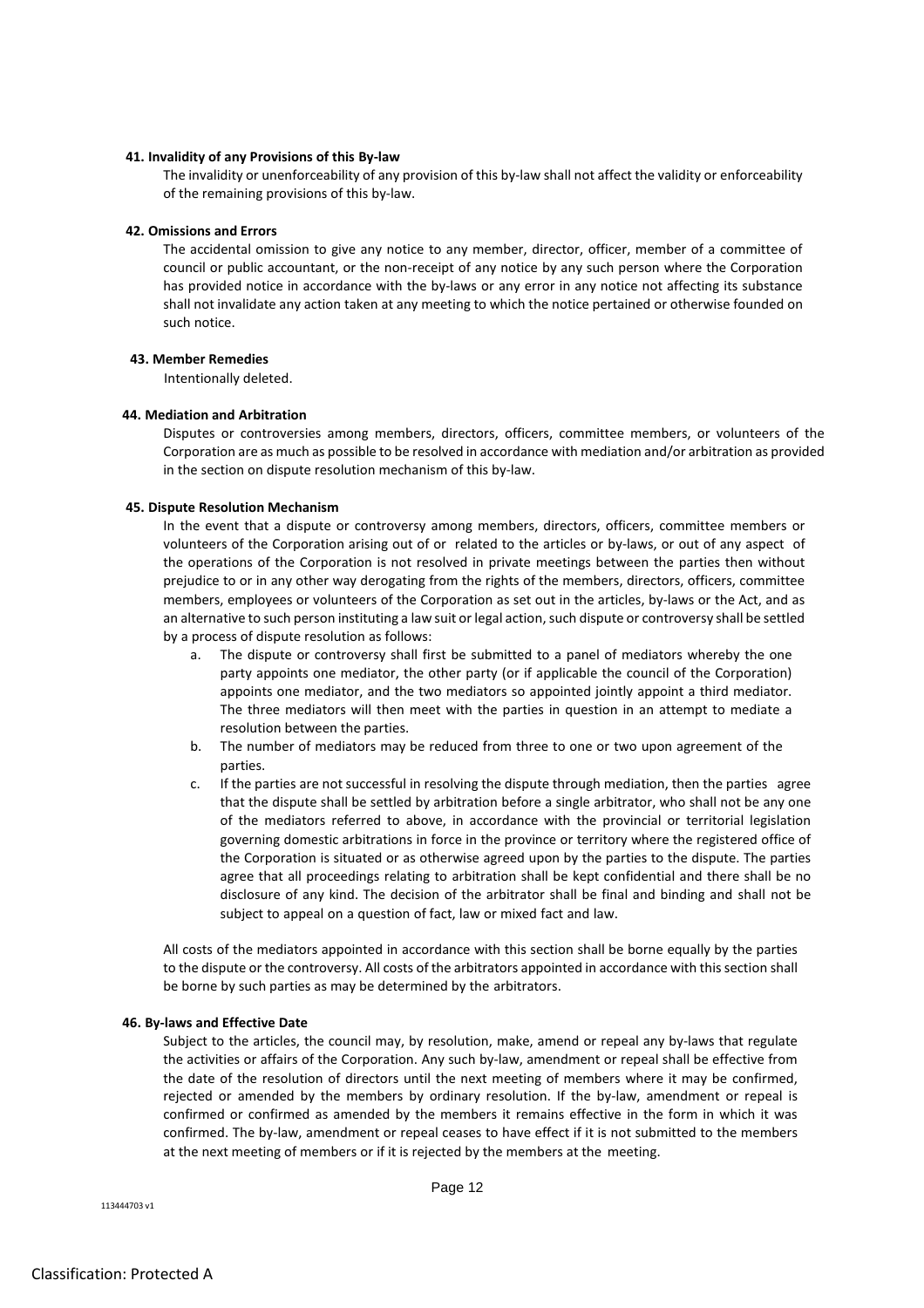#### 41. Invalidity of any Provisions of this By-law

The invalidity or unenforceability of any provision of this by-law shall not affect the validity or enforceability of the remaining provisions of this by-law.

#### 42. Omissions and Errors

The accidental omission to give any notice to any member, director, officer, member of a committee of council or public accountant, or the non-receipt of any notice by any such person where the Corporation has provided notice in accordance with the by-laws or any error in any notice not affecting its substance shall not invalidate any action taken at any meeting to which the notice pertained or otherwise founded on such notice.

#### 43. Member Remedies

Intentionally deleted.

#### 44. Mediation and Arbitration

Disputes or controversies among members, directors, officers, committee members, or volunteers of the Corporation are as much as possible to be resolved in accordance with mediation and/or arbitration as provided in the section on dispute resolution mechanism of this by-law.

#### 45. Dispute Resolution Mechanism

In the event that a dispute or controversy among members, directors, officers, committee members or volunteers of the Corporation arising out of or related to the articles or by-laws, or out of any aspect of the operations of the Corporation is not resolved in private meetings between the parties then without prejudice to or in any other way derogating from the rights of the members, directors, officers, committee members, employees or volunteers of the Corporation as set out in the articles, by-laws or the Act, and as an alternative to such person instituting a law suit or legal action, such dispute or controversy shall be settled by a process of dispute resolution as follows:

a. The dispute or controversy shall first be submitted to a panel of mediators whereby the one party appoints one mediator, the other party (or if applicable the council of the Corporation) appoints one mediator, and the two mediators so appointed jointly appoint a third mediator. The three mediators will then meet with the parties in question in an attempt to mediate a resolution between the parties.
b. The number of mediators may be reduced from three to one or two upon agreement of the parties.
c. If the parties are not successful in resolving the dispute through mediation, then the parties agree that the dispute shall be settled by arbitration before a single arbitrator, who shall not be any one of the mediators referred to above, in accordance with the provincial or territorial legislation governing domestic arbitrations in force in the province or territory where the registered office of the Corporation is situated or as otherwise agreed upon by the parties to the dispute. The parties agree that all proceedings relating to arbitration shall be kept confidential and there shall be no disclosure of any kind. The decision of the arbitrator shall be final and binding and shall not be subject to appeal on a question of fact, law or mixed fact and law.

All costs of the mediators appointed in accordance with this section shall be borne equally by the parties to the dispute or the controversy. All costs of the arbitrators appointed in accordance with this section shall be borne by such parties as may be determined by the arbitrators.

#### 46. By-laws and Effective Date

Subject to the articles, the council may, by resolution, make, amend or repeal any by-laws that regulate the activities or affairs of the Corporation. Any such by-law, amendment or repeal shall be effective from the date of the resolution of directors until the next meeting of members where it may be confirmed, rejected or amended by the members by ordinary resolution. If the by-law, amendment or repeal is confirmed or confirmed as amended by the members it remains effective in the form in which it was confirmed. The by-law, amendment or repeal ceases to have effect if it is not submitted to the members at the next meeting of members or if it is rejected by the members at the meeting.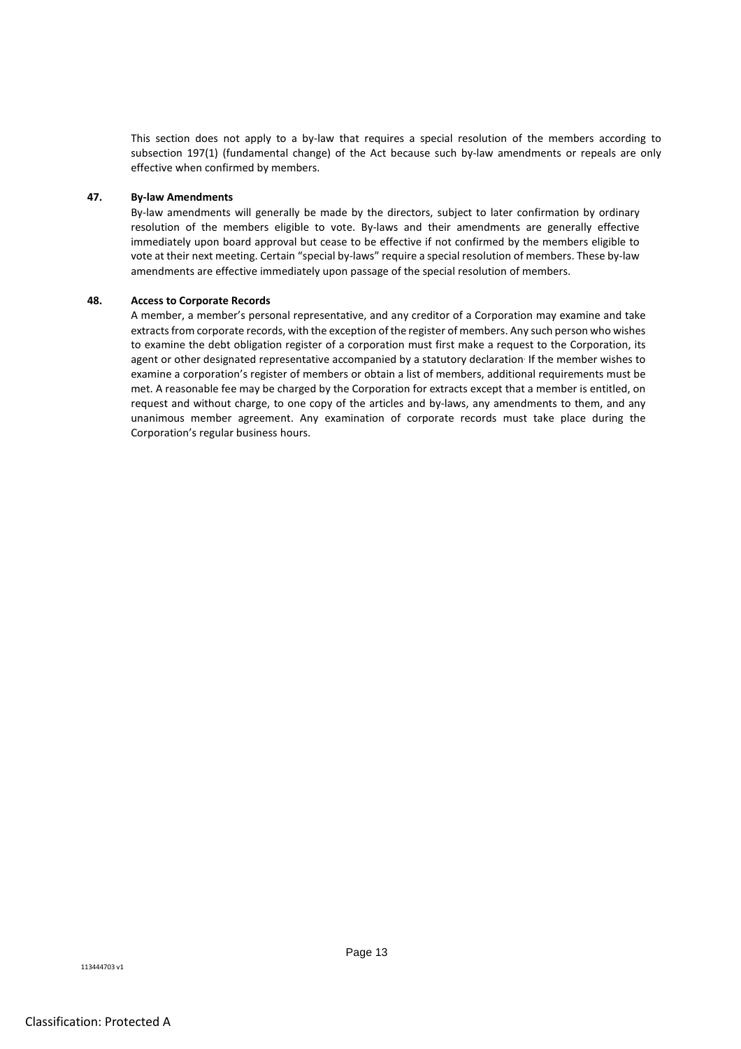This section does not apply to a by-law that requires a special resolution of the members according to subsection 197(1) (fundamental change) of the Act because such by-law amendments or repeals are only effective when confirmed by members.

**47. By-law Amendments**

By-law amendments will generally be made by the directors, subject to later confirmation by ordinary resolution of the members eligible to vote. By-laws and their amendments are generally effective immediately upon board approval but cease to be effective if not confirmed by the members eligible to vote at their next meeting. Certain "special by-laws" require a special resolution of members. These by-law amendments are effective immediately upon passage of the special resolution of members.

**48. Access to Corporate Records**

A member, a member's personal representative, and any creditor of a Corporation may examine and take extracts from corporate records, with the exception of the register of members. Any such person who wishes to examine the debt obligation register of a corporation must first make a request to the Corporation, its agent or other designated representative accompanied by a statutory declaration. If the member wishes to examine a corporation's register of members or obtain a list of members, additional requirements must be met. A reasonable fee may be charged by the Corporation for extracts except that a member is entitled, on request and without charge, to one copy of the articles and by-laws, any amendments to them, and any unanimous member agreement. Any examination of corporate records must take place during the Corporation's regular business hours.